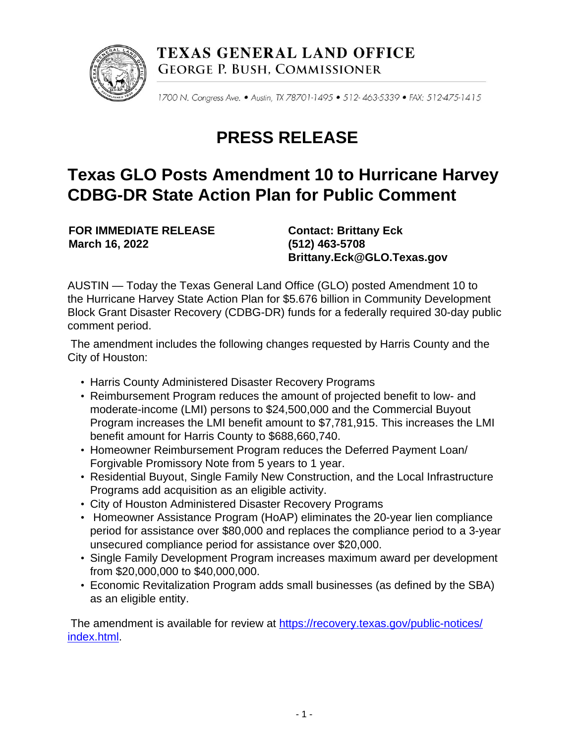# TEXAS GENERAL LAND OFFICE

GEORGE P. BUSH, COMMISSIONER

1700 N. Congress Ave. • Austin, TX 78701-1495 • 512-463-5339 • FAX: 512-475-1415

# PRESS RELEASE

## Texas GLO Posts Amendment 10 to Hurricane Harvey CDBG-DR State Action Plan for Public Comment

**FOR IMMEDIATE RELEASE**
**March 16, 2022**

**Contact: Brittany Eck**
**(512) 463-5708**
**Brittany.Eck@GLO.Texas.gov**

AUSTIN — Today the Texas General Land Office (GLO) posted Amendment 10 to the Hurricane Harvey State Action Plan for $5.676 billion in Community Development Block Grant Disaster Recovery (CDBG-DR) funds for a federally required 30-day public comment period.

The amendment includes the following changes requested by Harris County and the City of Houston:

- Harris County Administered Disaster Recovery Programs
- Reimbursement Program reduces the amount of projected benefit to low- and moderate-income (LMI) persons to $24,500,000 and the Commercial Buyout Program increases the LMI benefit amount to $7,781,915. This increases the LMI benefit amount for Harris County to $688,660,740.
- Homeowner Reimbursement Program reduces the Deferred Payment Loan/ Forgivable Promissory Note from 5 years to 1 year.
- Residential Buyout, Single Family New Construction, and the Local Infrastructure Programs add acquisition as an eligible activity.
- City of Houston Administered Disaster Recovery Programs
- Homeowner Assistance Program (HoAP) eliminates the 20-year lien compliance period for assistance over $80,000 and replaces the compliance period to a 3-year unsecured compliance period for assistance over $20,000.
- Single Family Development Program increases maximum award per development from $20,000,000 to $40,000,000.
- Economic Revitalization Program adds small businesses (as defined by the SBA) as an eligible entity.

The amendment is available for review at [https://recovery.texas.gov/public-notices/index.html](https://recovery.texas.gov/public-notices/index.html).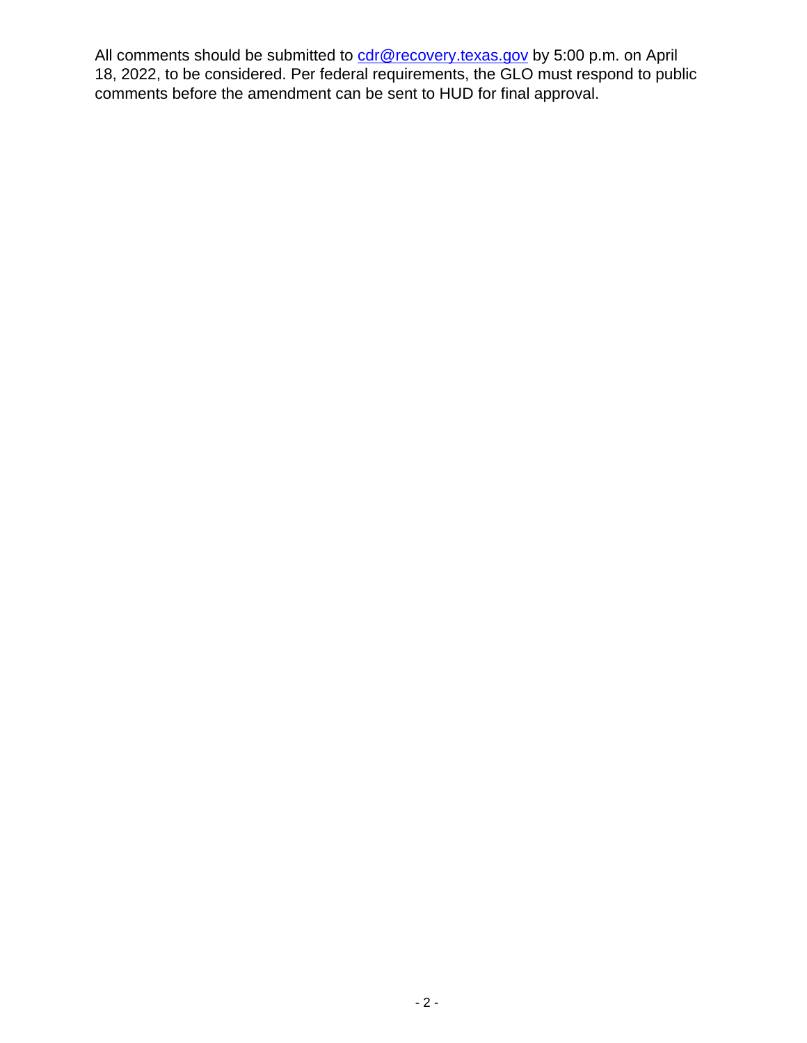All comments should be submitted to [cdr@recovery.texas.gov](mailto:cdr@recovery.texas.gov) by 5:00 p.m. on April 18, 2022, to be considered. Per federal requirements, the GLO must respond to public comments before the amendment can be sent to HUD for final approval.